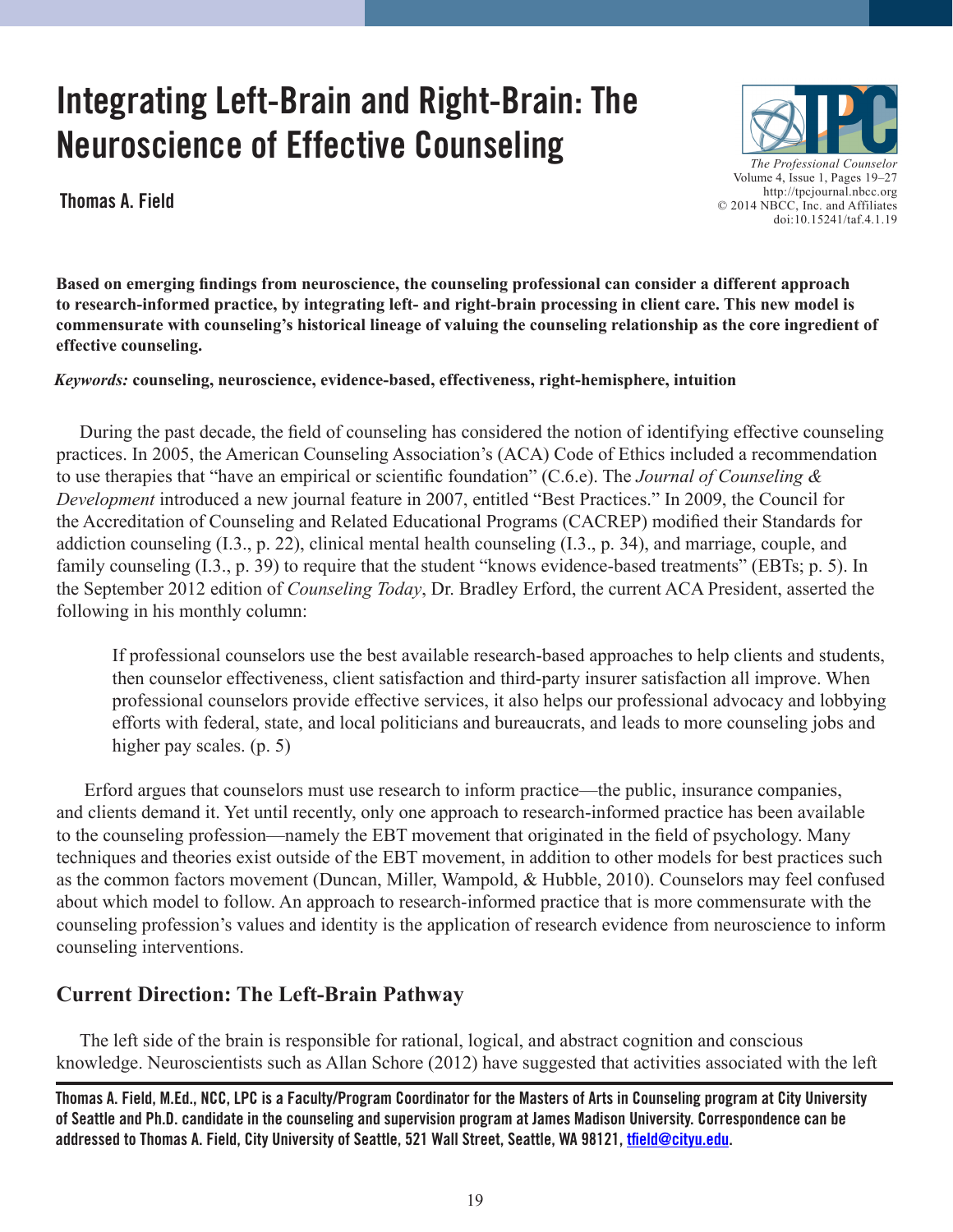# Integrating Left-Brain and Right-Brain: The Neuroscience of Effective Counseling

**Thomas A. Field**

**Based on emerging findings from neuroscience, the counseling professional can consider a different approach to research-informed practice, by integrating left- and right-brain processing in client care. This new model is commensurate with counseling's historical lineage of valuing the counseling relationship as the core ingredient of effective counseling.**

*Keywords:* **counseling, neuroscience, evidence-based, effectiveness, right-hemisphere, intuition**

During the past decade, the field of counseling has considered the notion of identifying effective counseling practices. In 2005, the American Counseling Association's (ACA) Code of Ethics included a recommendation to use therapies that "have an empirical or scientific foundation" (C.6.e). The *Journal of Counseling & Development* introduced a new journal feature in 2007, entitled "Best Practices." In 2009, the Council for the Accreditation of Counseling and Related Educational Programs (CACREP) modified their Standards for addiction counseling (I.3., p. 22), clinical mental health counseling (I.3., p. 34), and marriage, couple, and family counseling (I.3., p. 39) to require that the student "knows evidence-based treatments" (EBTs; p. 5). In the September 2012 edition of *Counseling Today*, Dr. Bradley Erford, the current ACA President, asserted the following in his monthly column:

> If professional counselors use the best available research-based approaches to help clients and students, then counselor effectiveness, client satisfaction and third-party insurer satisfaction all improve. When professional counselors provide effective services, it also helps our professional advocacy and lobbying efforts with federal, state, and local politicians and bureaucrats, and leads to more counseling jobs and higher pay scales. (p. 5)

Erford argues that counselors must use research to inform practice—the public, insurance companies, and clients demand it. Yet until recently, only one approach to research-informed practice has been available to the counseling profession—namely the EBT movement that originated in the field of psychology. Many techniques and theories exist outside of the EBT movement, in addition to other models for best practices such as the common factors movement (Duncan, Miller, Wampold, & Hubble, 2010). Counselors may feel confused about which model to follow. An approach to research-informed practice that is more commensurate with the counseling profession's values and identity is the application of research evidence from neuroscience to inform counseling interventions.

## Current Direction: The Left-Brain Pathway

The left side of the brain is responsible for rational, logical, and abstract cognition and conscious knowledge. Neuroscientists such as Allan Schore (2012) have suggested that activities associated with the left

Thomas A. Field, M.Ed., NCC, LPC is a Faculty/Program Coordinator for the Masters of Arts in Counseling program at City University of Seattle and Ph.D. candidate in the counseling and supervision program at James Madison University. Correspondence can be addressed to Thomas A. Field, City University of Seattle, 521 Wall Street, Seattle, WA 98121, tfield@cityu.edu.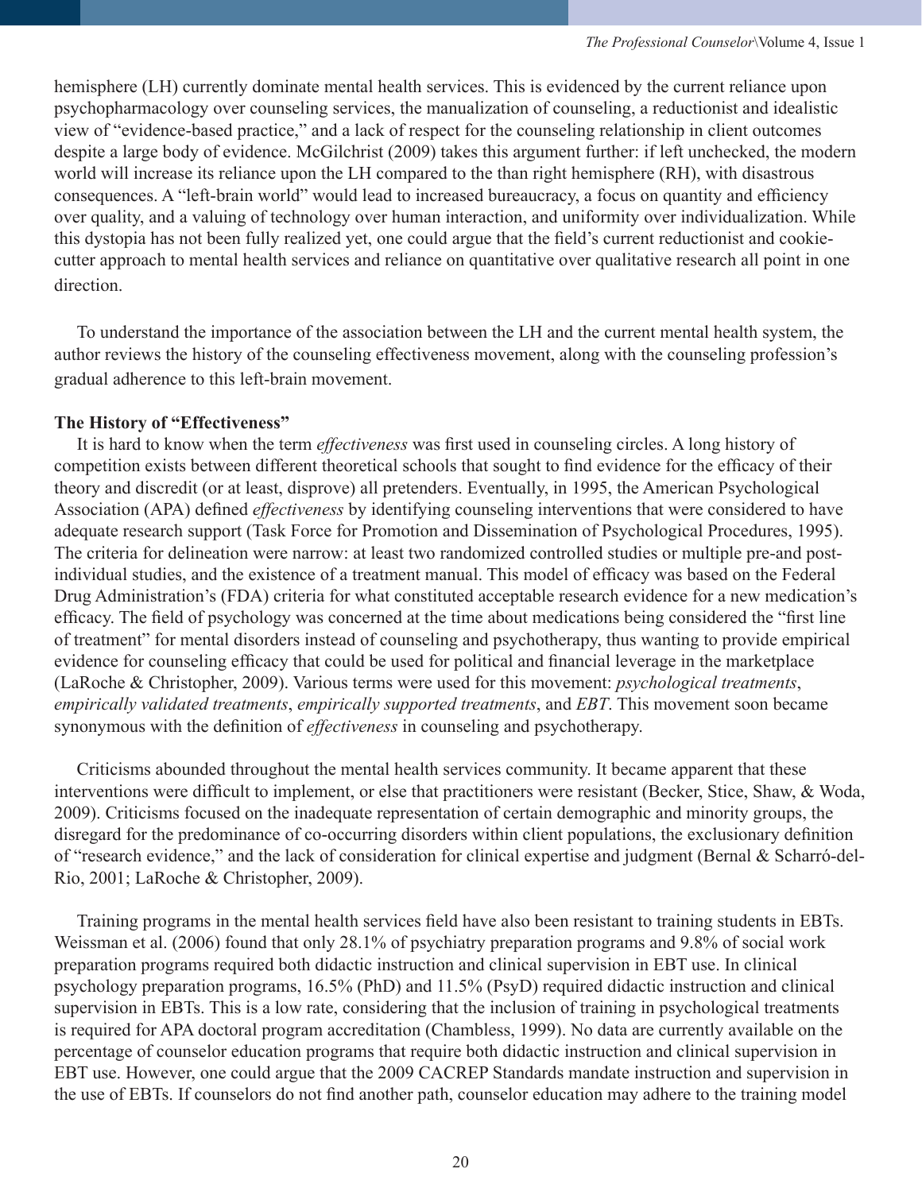hemisphere (LH) currently dominate mental health services. This is evidenced by the current reliance upon psychopharmacology over counseling services, the manualization of counseling, a reductionist and idealistic view of "evidence-based practice," and a lack of respect for the counseling relationship in client outcomes despite a large body of evidence. McGilchrist (2009) takes this argument further: if left unchecked, the modern world will increase its reliance upon the LH compared to the than right hemisphere (RH), with disastrous consequences. A "left-brain world" would lead to increased bureaucracy, a focus on quantity and efficiency over quality, and a valuing of technology over human interaction, and uniformity over individualization. While this dystopia has not been fully realized yet, one could argue that the field's current reductionist and cookie-cutter approach to mental health services and reliance on quantitative over qualitative research all point in one direction.

To understand the importance of the association between the LH and the current mental health system, the author reviews the history of the counseling effectiveness movement, along with the counseling profession's gradual adherence to this left-brain movement.

**The History of "Effectiveness"**

It is hard to know when the term *effectiveness* was first used in counseling circles. A long history of competition exists between different theoretical schools that sought to find evidence for the efficacy of their theory and discredit (or at least, disprove) all pretenders. Eventually, in 1995, the American Psychological Association (APA) defined *effectiveness* by identifying counseling interventions that were considered to have adequate research support (Task Force for Promotion and Dissemination of Psychological Procedures, 1995). The criteria for delineation were narrow: at least two randomized controlled studies or multiple pre-and post-individual studies, and the existence of a treatment manual. This model of efficacy was based on the Federal Drug Administration's (FDA) criteria for what constituted acceptable research evidence for a new medication's efficacy. The field of psychology was concerned at the time about medications being considered the "first line of treatment" for mental disorders instead of counseling and psychotherapy, thus wanting to provide empirical evidence for counseling efficacy that could be used for political and financial leverage in the marketplace (LaRoche & Christopher, 2009). Various terms were used for this movement: *psychological treatments*, *empirically validated treatments*, *empirically supported treatments*, and *EBT*. This movement soon became synonymous with the definition of *effectiveness* in counseling and psychotherapy.

Criticisms abounded throughout the mental health services community. It became apparent that these interventions were difficult to implement, or else that practitioners were resistant (Becker, Stice, Shaw, & Woda, 2009). Criticisms focused on the inadequate representation of certain demographic and minority groups, the disregard for the predominance of co-occurring disorders within client populations, the exclusionary definition of "research evidence," and the lack of consideration for clinical expertise and judgment (Bernal & Scharró-del-Rio, 2001; LaRoche & Christopher, 2009).

Training programs in the mental health services field have also been resistant to training students in EBTs. Weissman et al. (2006) found that only 28.1% of psychiatry preparation programs and 9.8% of social work preparation programs required both didactic instruction and clinical supervision in EBT use. In clinical psychology preparation programs, 16.5% (PhD) and 11.5% (PsyD) required didactic instruction and clinical supervision in EBTs. This is a low rate, considering that the inclusion of training in psychological treatments is required for APA doctoral program accreditation (Chambless, 1999). No data are currently available on the percentage of counselor education programs that require both didactic instruction and clinical supervision in EBT use. However, one could argue that the 2009 CACREP Standards mandate instruction and supervision in the use of EBTs. If counselors do not find another path, counselor education may adhere to the training model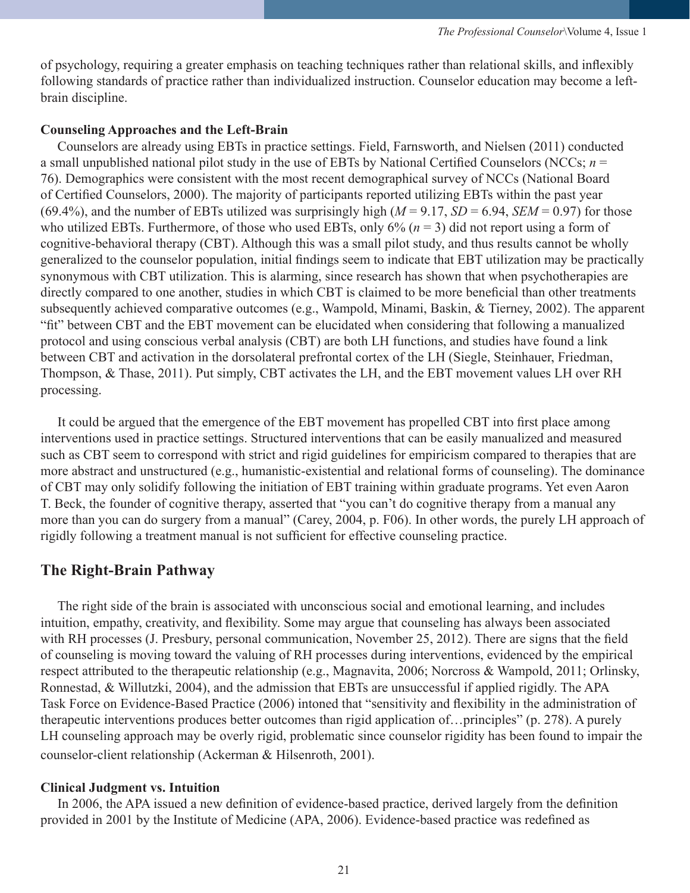of psychology, requiring a greater emphasis on teaching techniques rather than relational skills, and inflexibly following standards of practice rather than individualized instruction. Counselor education may become a left-brain discipline.

### Counseling Approaches and the Left-Brain

Counselors are already using EBTs in practice settings. Field, Farnsworth, and Nielsen (2011) conducted a small unpublished national pilot study in the use of EBTs by National Certified Counselors (NCCs; $n$ = 76). Demographics were consistent with the most recent demographical survey of NCCs (National Board of Certified Counselors, 2000). The majority of participants reported utilizing EBTs within the past year (69.4%), and the number of EBTs utilized was surprisingly high ($M$ = 9.17, $SD$ = 6.94, $SEM$ = 0.97) for those who utilized EBTs. Furthermore, of those who used EBTs, only 6% ($n$ = 3) did not report using a form of cognitive-behavioral therapy (CBT). Although this was a small pilot study, and thus results cannot be wholly generalized to the counselor population, initial findings seem to indicate that EBT utilization may be practically synonymous with CBT utilization. This is alarming, since research has shown that when psychotherapies are directly compared to one another, studies in which CBT is claimed to be more beneficial than other treatments subsequently achieved comparative outcomes (e.g., Wampold, Minami, Baskin, & Tierney, 2002). The apparent "fit" between CBT and the EBT movement can be elucidated when considering that following a manualized protocol and using conscious verbal analysis (CBT) are both LH functions, and studies have found a link between CBT and activation in the dorsolateral prefrontal cortex of the LH (Siegle, Steinhauer, Friedman, Thompson, & Thase, 2011). Put simply, CBT activates the LH, and the EBT movement values LH over RH processing.

It could be argued that the emergence of the EBT movement has propelled CBT into first place among interventions used in practice settings. Structured interventions that can be easily manualized and measured such as CBT seem to correspond with strict and rigid guidelines for empiricism compared to therapies that are more abstract and unstructured (e.g., humanistic-existential and relational forms of counseling). The dominance of CBT may only solidify following the initiation of EBT training within graduate programs. Yet even Aaron T. Beck, the founder of cognitive therapy, asserted that "you can't do cognitive therapy from a manual any more than you can do surgery from a manual" (Carey, 2004, p. F06). In other words, the purely LH approach of rigidly following a treatment manual is not sufficient for effective counseling practice.

## The Right-Brain Pathway

The right side of the brain is associated with unconscious social and emotional learning, and includes intuition, empathy, creativity, and flexibility. Some may argue that counseling has always been associated with RH processes (J. Presbury, personal communication, November 25, 2012). There are signs that the field of counseling is moving toward the valuing of RH processes during interventions, evidenced by the empirical respect attributed to the therapeutic relationship (e.g., Magnavita, 2006; Norcross & Wampold, 2011; Orlinsky, Ronnestad, & Willutzki, 2004), and the admission that EBTs are unsuccessful if applied rigidly. The APA Task Force on Evidence-Based Practice (2006) intoned that "sensitivity and flexibility in the administration of therapeutic interventions produces better outcomes than rigid application of…principles" (p. 278). A purely LH counseling approach may be overly rigid, problematic since counselor rigidity has been found to impair the counselor-client relationship (Ackerman & Hilsenroth, 2001).

### Clinical Judgment vs. Intuition

In 2006, the APA issued a new definition of evidence-based practice, derived largely from the definition provided in 2001 by the Institute of Medicine (APA, 2006). Evidence-based practice was redefined as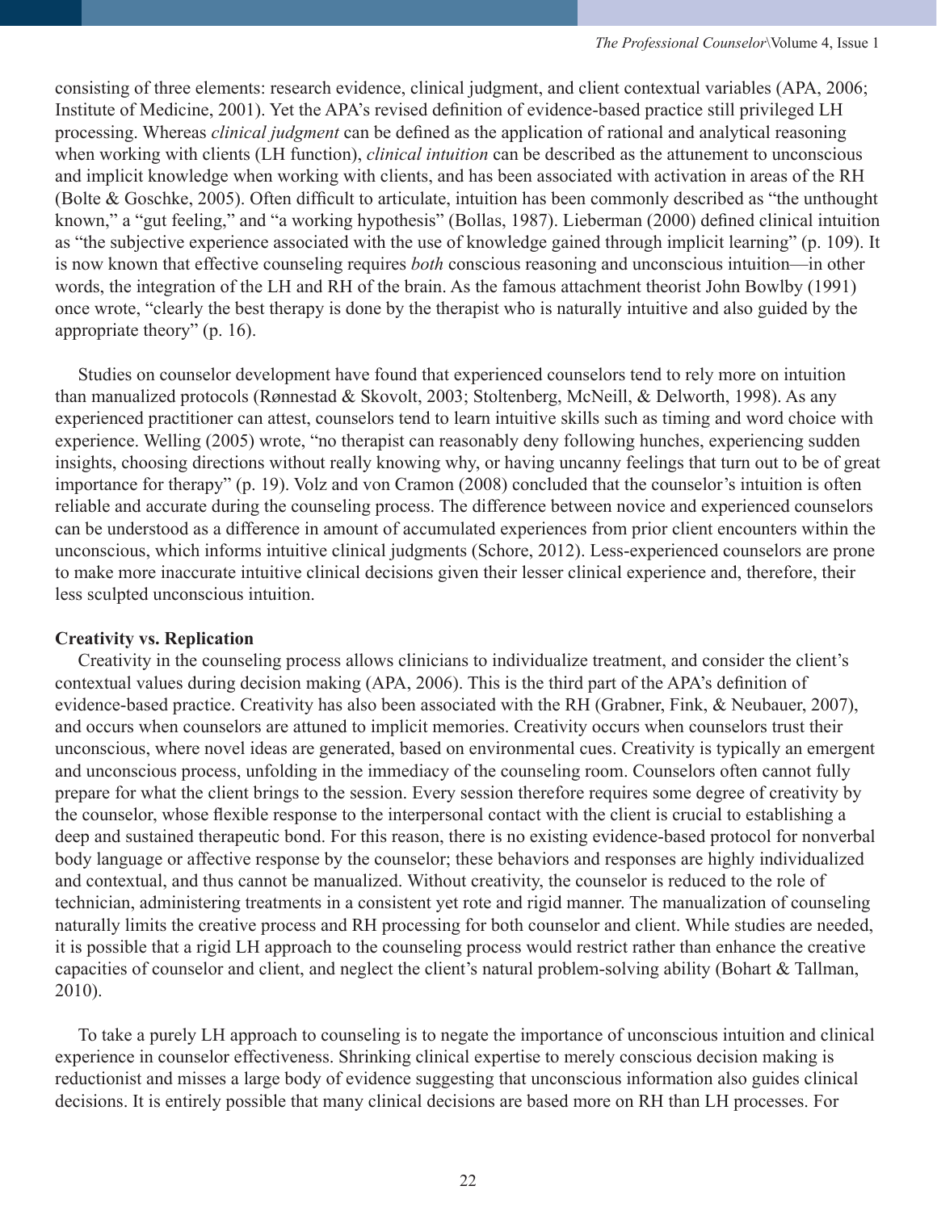consisting of three elements: research evidence, clinical judgment, and client contextual variables (APA, 2006; Institute of Medicine, 2001). Yet the APA's revised definition of evidence-based practice still privileged LH processing. Whereas *clinical judgment* can be defined as the application of rational and analytical reasoning when working with clients (LH function), *clinical intuition* can be described as the attunement to unconscious and implicit knowledge when working with clients, and has been associated with activation in areas of the RH (Bolte & Goschke, 2005). Often difficult to articulate, intuition has been commonly described as "the unthought known," a "gut feeling," and "a working hypothesis" (Bollas, 1987). Lieberman (2000) defined clinical intuition as "the subjective experience associated with the use of knowledge gained through implicit learning" (p. 109). It is now known that effective counseling requires *both* conscious reasoning and unconscious intuition—in other words, the integration of the LH and RH of the brain. As the famous attachment theorist John Bowlby (1991) once wrote, "clearly the best therapy is done by the therapist who is naturally intuitive and also guided by the appropriate theory" (p. 16).

Studies on counselor development have found that experienced counselors tend to rely more on intuition than manualized protocols (Rønnestad & Skovolt, 2003; Stoltenberg, McNeill, & Delworth, 1998). As any experienced practitioner can attest, counselors tend to learn intuitive skills such as timing and word choice with experience. Welling (2005) wrote, "no therapist can reasonably deny following hunches, experiencing sudden insights, choosing directions without really knowing why, or having uncanny feelings that turn out to be of great importance for therapy" (p. 19). Volz and von Cramon (2008) concluded that the counselor's intuition is often reliable and accurate during the counseling process. The difference between novice and experienced counselors can be understood as a difference in amount of accumulated experiences from prior client encounters within the unconscious, which informs intuitive clinical judgments (Schore, 2012). Less-experienced counselors are prone to make more inaccurate intuitive clinical decisions given their lesser clinical experience and, therefore, their less sculpted unconscious intuition.

**Creativity vs. Replication**

Creativity in the counseling process allows clinicians to individualize treatment, and consider the client's contextual values during decision making (APA, 2006). This is the third part of the APA's definition of evidence-based practice. Creativity has also been associated with the RH (Grabner, Fink, & Neubauer, 2007), and occurs when counselors are attuned to implicit memories. Creativity occurs when counselors trust their unconscious, where novel ideas are generated, based on environmental cues. Creativity is typically an emergent and unconscious process, unfolding in the immediacy of the counseling room. Counselors often cannot fully prepare for what the client brings to the session. Every session therefore requires some degree of creativity by the counselor, whose flexible response to the interpersonal contact with the client is crucial to establishing a deep and sustained therapeutic bond. For this reason, there is no existing evidence-based protocol for nonverbal body language or affective response by the counselor; these behaviors and responses are highly individualized and contextual, and thus cannot be manualized. Without creativity, the counselor is reduced to the role of technician, administering treatments in a consistent yet rote and rigid manner. The manualization of counseling naturally limits the creative process and RH processing for both counselor and client. While studies are needed, it is possible that a rigid LH approach to the counseling process would restrict rather than enhance the creative capacities of counselor and client, and neglect the client's natural problem-solving ability (Bohart & Tallman, 2010).

To take a purely LH approach to counseling is to negate the importance of unconscious intuition and clinical experience in counselor effectiveness. Shrinking clinical expertise to merely conscious decision making is reductionist and misses a large body of evidence suggesting that unconscious information also guides clinical decisions. It is entirely possible that many clinical decisions are based more on RH than LH processes. For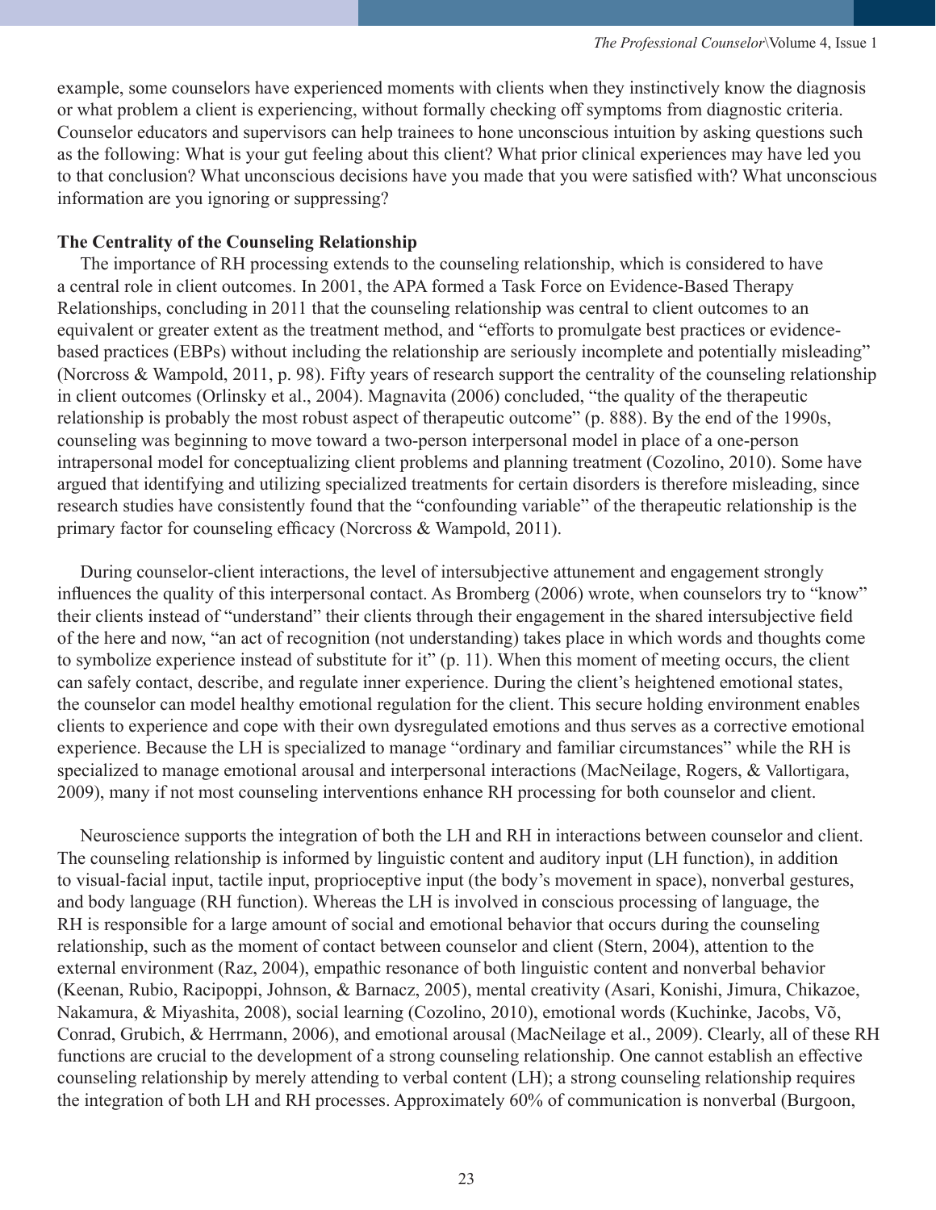example, some counselors have experienced moments with clients when they instinctively know the diagnosis or what problem a client is experiencing, without formally checking off symptoms from diagnostic criteria. Counselor educators and supervisors can help trainees to hone unconscious intuition by asking questions such as the following: What is your gut feeling about this client? What prior clinical experiences may have led you to that conclusion? What unconscious decisions have you made that you were satisfied with? What unconscious information are you ignoring or suppressing?

**The Centrality of the Counseling Relationship**

The importance of RH processing extends to the counseling relationship, which is considered to have a central role in client outcomes. In 2001, the APA formed a Task Force on Evidence-Based Therapy Relationships, concluding in 2011 that the counseling relationship was central to client outcomes to an equivalent or greater extent as the treatment method, and "efforts to promulgate best practices or evidence-based practices (EBPs) without including the relationship are seriously incomplete and potentially misleading" (Norcross & Wampold, 2011, p. 98). Fifty years of research support the centrality of the counseling relationship in client outcomes (Orlinsky et al., 2004). Magnavita (2006) concluded, "the quality of the therapeutic relationship is probably the most robust aspect of therapeutic outcome" (p. 888). By the end of the 1990s, counseling was beginning to move toward a two-person interpersonal model in place of a one-person intrapersonal model for conceptualizing client problems and planning treatment (Cozolino, 2010). Some have argued that identifying and utilizing specialized treatments for certain disorders is therefore misleading, since research studies have consistently found that the "confounding variable" of the therapeutic relationship is the primary factor for counseling efficacy (Norcross & Wampold, 2011).

During counselor-client interactions, the level of intersubjective attunement and engagement strongly influences the quality of this interpersonal contact. As Bromberg (2006) wrote, when counselors try to "know" their clients instead of "understand" their clients through their engagement in the shared intersubjective field of the here and now, "an act of recognition (not understanding) takes place in which words and thoughts come to symbolize experience instead of substitute for it" (p. 11). When this moment of meeting occurs, the client can safely contact, describe, and regulate inner experience. During the client's heightened emotional states, the counselor can model healthy emotional regulation for the client. This secure holding environment enables clients to experience and cope with their own dysregulated emotions and thus serves as a corrective emotional experience. Because the LH is specialized to manage "ordinary and familiar circumstances" while the RH is specialized to manage emotional arousal and interpersonal interactions (MacNeilage, Rogers, & Vallortigara, 2009), many if not most counseling interventions enhance RH processing for both counselor and client.

Neuroscience supports the integration of both the LH and RH in interactions between counselor and client. The counseling relationship is informed by linguistic content and auditory input (LH function), in addition to visual-facial input, tactile input, proprioceptive input (the body's movement in space), nonverbal gestures, and body language (RH function). Whereas the LH is involved in conscious processing of language, the RH is responsible for a large amount of social and emotional behavior that occurs during the counseling relationship, such as the moment of contact between counselor and client (Stern, 2004), attention to the external environment (Raz, 2004), empathic resonance of both linguistic content and nonverbal behavior (Keenan, Rubio, Racipoppi, Johnson, & Barnacz, 2005), mental creativity (Asari, Konishi, Jimura, Chikazoe, Nakamura, & Miyashita, 2008), social learning (Cozolino, 2010), emotional words (Kuchinke, Jacobs, Võ, Conrad, Grubich, & Herrmann, 2006), and emotional arousal (MacNeilage et al., 2009). Clearly, all of these RH functions are crucial to the development of a strong counseling relationship. One cannot establish an effective counseling relationship by merely attending to verbal content (LH); a strong counseling relationship requires the integration of both LH and RH processes. Approximately 60% of communication is nonverbal (Burgoon,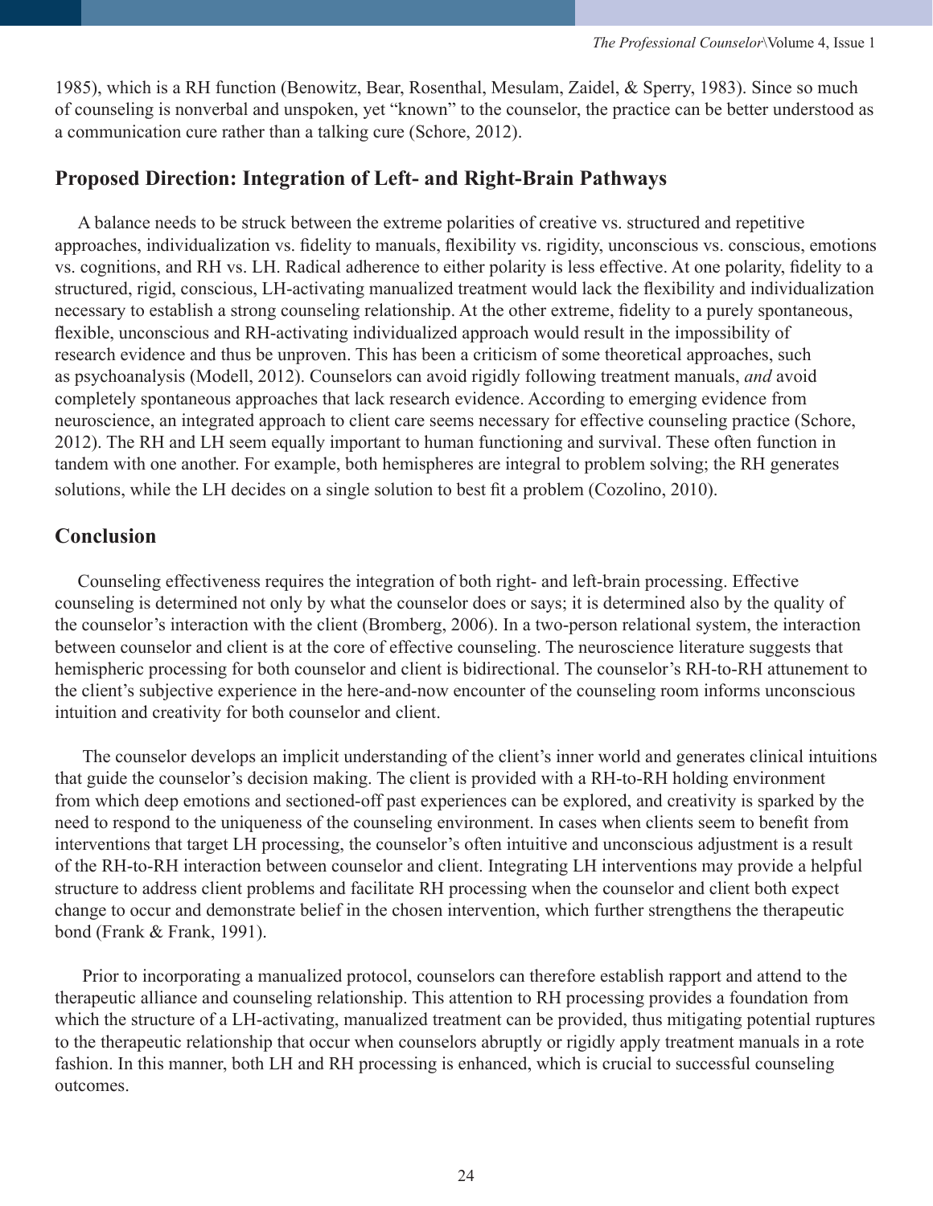1985), which is a RH function (Benowitz, Bear, Rosenthal, Mesulam, Zaidel, & Sperry, 1983). Since so much of counseling is nonverbal and unspoken, yet "known" to the counselor, the practice can be better understood as a communication cure rather than a talking cure (Schore, 2012).

## Proposed Direction: Integration of Left- and Right-Brain Pathways

A balance needs to be struck between the extreme polarities of creative vs. structured and repetitive approaches, individualization vs. fidelity to manuals, flexibility vs. rigidity, unconscious vs. conscious, emotions vs. cognitions, and RH vs. LH. Radical adherence to either polarity is less effective. At one polarity, fidelity to a structured, rigid, conscious, LH-activating manualized treatment would lack the flexibility and individualization necessary to establish a strong counseling relationship. At the other extreme, fidelity to a purely spontaneous, flexible, unconscious and RH-activating individualized approach would result in the impossibility of research evidence and thus be unproven. This has been a criticism of some theoretical approaches, such as psychoanalysis (Modell, 2012). Counselors can avoid rigidly following treatment manuals, *and* avoid completely spontaneous approaches that lack research evidence. According to emerging evidence from neuroscience, an integrated approach to client care seems necessary for effective counseling practice (Schore, 2012). The RH and LH seem equally important to human functioning and survival. These often function in tandem with one another. For example, both hemispheres are integral to problem solving; the RH generates solutions, while the LH decides on a single solution to best fit a problem (Cozolino, 2010).

## Conclusion

Counseling effectiveness requires the integration of both right- and left-brain processing. Effective counseling is determined not only by what the counselor does or says; it is determined also by the quality of the counselor's interaction with the client (Bromberg, 2006). In a two-person relational system, the interaction between counselor and client is at the core of effective counseling. The neuroscience literature suggests that hemispheric processing for both counselor and client is bidirectional. The counselor's RH-to-RH attunement to the client's subjective experience in the here-and-now encounter of the counseling room informs unconscious intuition and creativity for both counselor and client.

The counselor develops an implicit understanding of the client's inner world and generates clinical intuitions that guide the counselor's decision making. The client is provided with a RH-to-RH holding environment from which deep emotions and sectioned-off past experiences can be explored, and creativity is sparked by the need to respond to the uniqueness of the counseling environment. In cases when clients seem to benefit from interventions that target LH processing, the counselor's often intuitive and unconscious adjustment is a result of the RH-to-RH interaction between counselor and client. Integrating LH interventions may provide a helpful structure to address client problems and facilitate RH processing when the counselor and client both expect change to occur and demonstrate belief in the chosen intervention, which further strengthens the therapeutic bond (Frank & Frank, 1991).

Prior to incorporating a manualized protocol, counselors can therefore establish rapport and attend to the therapeutic alliance and counseling relationship. This attention to RH processing provides a foundation from which the structure of a LH-activating, manualized treatment can be provided, thus mitigating potential ruptures to the therapeutic relationship that occur when counselors abruptly or rigidly apply treatment manuals in a rote fashion. In this manner, both LH and RH processing is enhanced, which is crucial to successful counseling outcomes.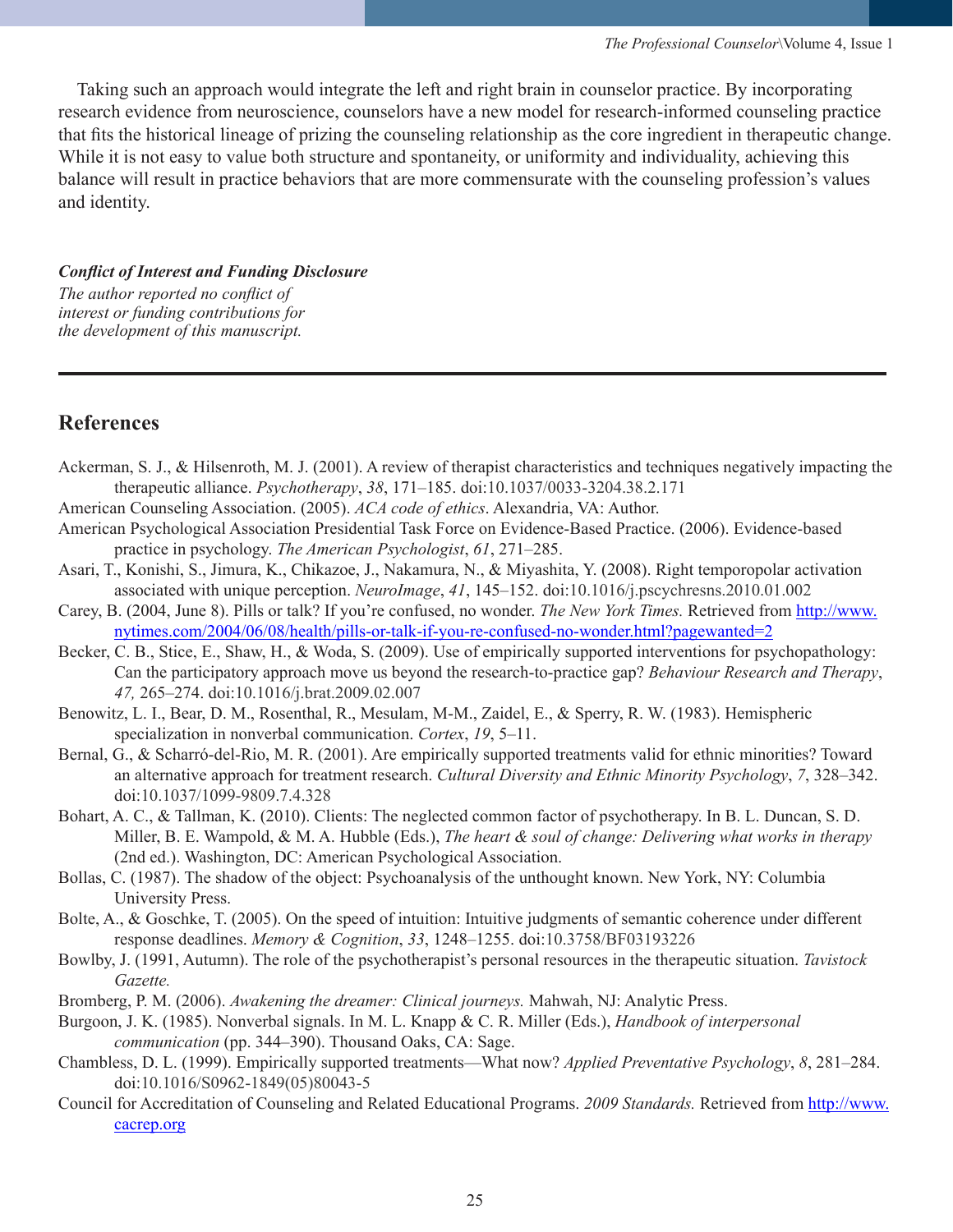Taking such an approach would integrate the left and right brain in counselor practice. By incorporating research evidence from neuroscience, counselors have a new model for research-informed counseling practice that fits the historical lineage of prizing the counseling relationship as the core ingredient in therapeutic change. While it is not easy to value both structure and spontaneity, or uniformity and individuality, achieving this balance will result in practice behaviors that are more commensurate with the counseling profession's values and identity.

***Conflict of Interest and Funding Disclosure***
*The author reported no conflict of interest or funding contributions for the development of this manuscript.*

---

## References

Ackerman, S. J., & Hilsenroth, M. J. (2001). A review of therapist characteristics and techniques negatively impacting the therapeutic alliance. *Psychotherapy*, *38*, 171–185. doi:10.1037/0033-3204.38.2.171

American Counseling Association. (2005). *ACA code of ethics*. Alexandria, VA: Author.

American Psychological Association Presidential Task Force on Evidence-Based Practice. (2006). Evidence-based practice in psychology. *The American Psychologist*, *61*, 271–285.

Asari, T., Konishi, S., Jimura, K., Chikazoe, J., Nakamura, N., & Miyashita, Y. (2008). Right temporopolar activation associated with unique perception. *NeuroImage*, *41*, 145–152. doi:10.1016/j.pscychresns.2010.01.002

Carey, B. (2004, June 8). Pills or talk? If you're confused, no wonder. *The New York Times.* Retrieved from http://www.nytimes.com/2004/06/08/health/pills-or-talk-if-you-re-confused-no-wonder.html?pagewanted=2

Becker, C. B., Stice, E., Shaw, H., & Woda, S. (2009). Use of empirically supported interventions for psychopathology: Can the participatory approach move us beyond the research-to-practice gap? *Behaviour Research and Therapy*, *47,* 265–274. doi:10.1016/j.brat.2009.02.007

Benowitz, L. I., Bear, D. M., Rosenthal, R., Mesulam, M-M., Zaidel, E., & Sperry, R. W. (1983). Hemispheric specialization in nonverbal communication. *Cortex*, *19*, 5–11.

Bernal, G., & Scharró-del-Rio, M. R. (2001). Are empirically supported treatments valid for ethnic minorities? Toward an alternative approach for treatment research. *Cultural Diversity and Ethnic Minority Psychology*, *7*, 328–342. doi:10.1037/1099-9809.7.4.328

Bohart, A. C., & Tallman, K. (2010). Clients: The neglected common factor of psychotherapy. In B. L. Duncan, S. D. Miller, B. E. Wampold, & M. A. Hubble (Eds.), *The heart & soul of change: Delivering what works in therapy* (2nd ed.). Washington, DC: American Psychological Association.

Bollas, C. (1987). The shadow of the object: Psychoanalysis of the unthought known. New York, NY: Columbia University Press.

Bolte, A., & Goschke, T. (2005). On the speed of intuition: Intuitive judgments of semantic coherence under different response deadlines. *Memory & Cognition*, *33*, 1248–1255. doi:10.3758/BF03193226

Bowlby, J. (1991, Autumn). The role of the psychotherapist's personal resources in the therapeutic situation. *Tavistock Gazette.*

Bromberg, P. M. (2006). *Awakening the dreamer: Clinical journeys.* Mahwah, NJ: Analytic Press.

Burgoon, J. K. (1985). Nonverbal signals. In M. L. Knapp & C. R. Miller (Eds.), *Handbook of interpersonal communication* (pp. 344–390). Thousand Oaks, CA: Sage.

Chambless, D. L. (1999). Empirically supported treatments—What now? *Applied Preventative Psychology*, *8*, 281–284. doi:10.1016/S0962-1849(05)80043-5

Council for Accreditation of Counseling and Related Educational Programs. *2009 Standards.* Retrieved from http://www.cacrep.org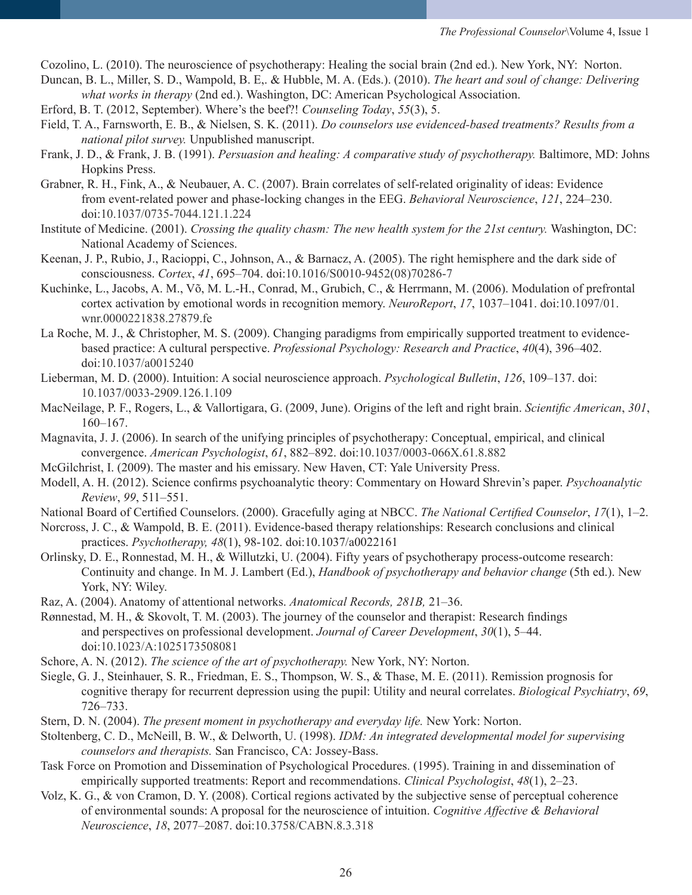Cozolino, L. (2010). The neuroscience of psychotherapy: Healing the social brain (2nd ed.). New York, NY: Norton.

Duncan, B. L., Miller, S. D., Wampold, B. E,. & Hubble, M. A. (Eds.). (2010). *The heart and soul of change: Delivering what works in therapy* (2nd ed.). Washington, DC: American Psychological Association.

Erford, B. T. (2012, September). Where's the beef?! *Counseling Today*, *55*(3), 5.

Field, T. A., Farnsworth, E. B., & Nielsen, S. K. (2011). *Do counselors use evidenced-based treatments? Results from a national pilot survey.* Unpublished manuscript.

Frank, J. D., & Frank, J. B. (1991). *Persuasion and healing: A comparative study of psychotherapy.* Baltimore, MD: Johns Hopkins Press.

Grabner, R. H., Fink, A., & Neubauer, A. C. (2007). Brain correlates of self-related originality of ideas: Evidence from event-related power and phase-locking changes in the EEG. *Behavioral Neuroscience*, *121*, 224–230. doi:10.1037/0735-7044.121.1.224

Institute of Medicine. (2001). *Crossing the quality chasm: The new health system for the 21st century.* Washington, DC: National Academy of Sciences.

Keenan, J. P., Rubio, J., Racioppi, C., Johnson, A., & Barnacz, A. (2005). The right hemisphere and the dark side of consciousness. *Cortex*, *41*, 695–704. doi:10.1016/S0010-9452(08)70286-7

Kuchinke, L., Jacobs, A. M., Võ, M. L.-H., Conrad, M., Grubich, C., & Herrmann, M. (2006). Modulation of prefrontal cortex activation by emotional words in recognition memory. *NeuroReport*, *17*, 1037–1041. doi:10.1097/01.wnr.0000221838.27879.fe

La Roche, M. J., & Christopher, M. S. (2009). Changing paradigms from empirically supported treatment to evidence-based practice: A cultural perspective. *Professional Psychology: Research and Practice*, *40*(4), 396–402. doi:10.1037/a0015240

Lieberman, M. D. (2000). Intuition: A social neuroscience approach. *Psychological Bulletin*, *126*, 109–137. doi: 10.1037/0033-2909.126.1.109

MacNeilage, P. F., Rogers, L., & Vallortigara, G. (2009, June). Origins of the left and right brain. *Scientific American*, *301*, 160–167.

Magnavita, J. J. (2006). In search of the unifying principles of psychotherapy: Conceptual, empirical, and clinical convergence. *American Psychologist*, *61*, 882–892. doi:10.1037/0003-066X.61.8.882

McGilchrist, I. (2009). The master and his emissary. New Haven, CT: Yale University Press.

Modell, A. H. (2012). Science confirms psychoanalytic theory: Commentary on Howard Shrevin's paper. *Psychoanalytic Review*, *99*, 511–551.

National Board of Certified Counselors. (2000). Gracefully aging at NBCC. *The National Certified Counselor*, *17*(1), 1–2.

Norcross, J. C., & Wampold, B. E. (2011). Evidence-based therapy relationships: Research conclusions and clinical practices. *Psychotherapy, 48*(1), 98-102. doi:10.1037/a0022161

Orlinsky, D. E., Ronnestad, M. H., & Willutzki, U. (2004). Fifty years of psychotherapy process-outcome research: Continuity and change. In M. J. Lambert (Ed.), *Handbook of psychotherapy and behavior change* (5th ed.). New York, NY: Wiley.

Raz, A. (2004). Anatomy of attentional networks. *Anatomical Records, 281B,* 21–36.

Rønnestad, M. H., & Skovolt, T. M. (2003). The journey of the counselor and therapist: Research findings and perspectives on professional development. *Journal of Career Development*, *30*(1), 5–44. doi:10.1023/A:1025173508081

Schore, A. N. (2012). *The science of the art of psychotherapy.* New York, NY: Norton.

Siegle, G. J., Steinhauer, S. R., Friedman, E. S., Thompson, W. S., & Thase, M. E. (2011). Remission prognosis for cognitive therapy for recurrent depression using the pupil: Utility and neural correlates. *Biological Psychiatry*, *69*, 726–733.

Stern, D. N. (2004). *The present moment in psychotherapy and everyday life.* New York: Norton.

Stoltenberg, C. D., McNeill, B. W., & Delworth, U. (1998). *IDM: An integrated developmental model for supervising counselors and therapists.* San Francisco, CA: Jossey-Bass.

Task Force on Promotion and Dissemination of Psychological Procedures. (1995). Training in and dissemination of empirically supported treatments: Report and recommendations. *Clinical Psychologist*, *48*(1), 2–23.

Volz, K. G., & von Cramon, D. Y. (2008). Cortical regions activated by the subjective sense of perceptual coherence of environmental sounds: A proposal for the neuroscience of intuition. *Cognitive Affective & Behavioral Neuroscience*, *18*, 2077–2087. doi:10.3758/CABN.8.3.318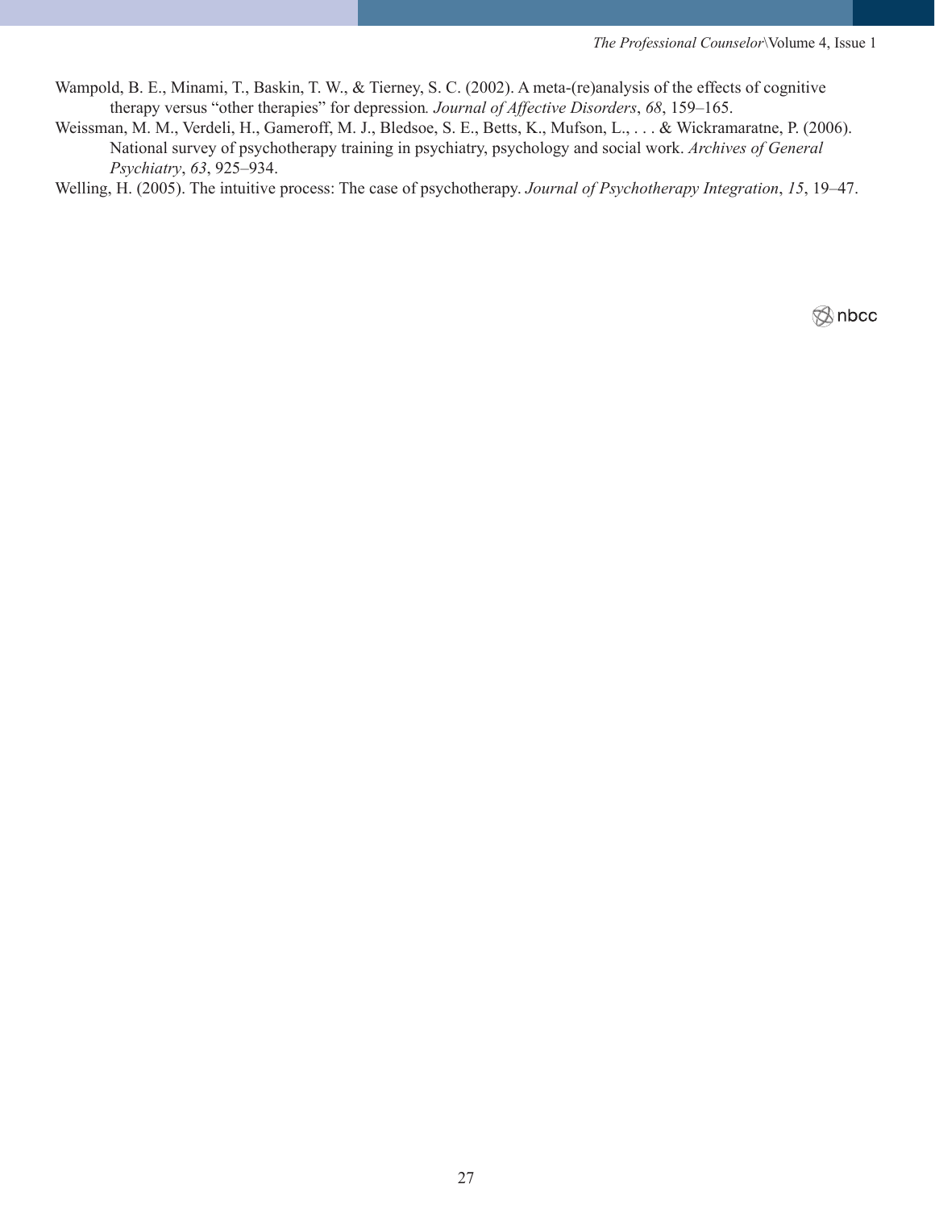Wampold, B. E., Minami, T., Baskin, T. W., & Tierney, S. C. (2002). A meta-(re)analysis of the effects of cognitive therapy versus "other therapies" for depression. *Journal of Affective Disorders*, *68*, 159–165.

Weissman, M. M., Verdeli, H., Gameroff, M. J., Bledsoe, S. E., Betts, K., Mufson, L., . . . & Wickramaratne, P. (2006). National survey of psychotherapy training in psychiatry, psychology and social work. *Archives of General Psychiatry*, *63*, 925–934.

Welling, H. (2005). The intuitive process: The case of psychotherapy. *Journal of Psychotherapy Integration*, *15*, 19–47.